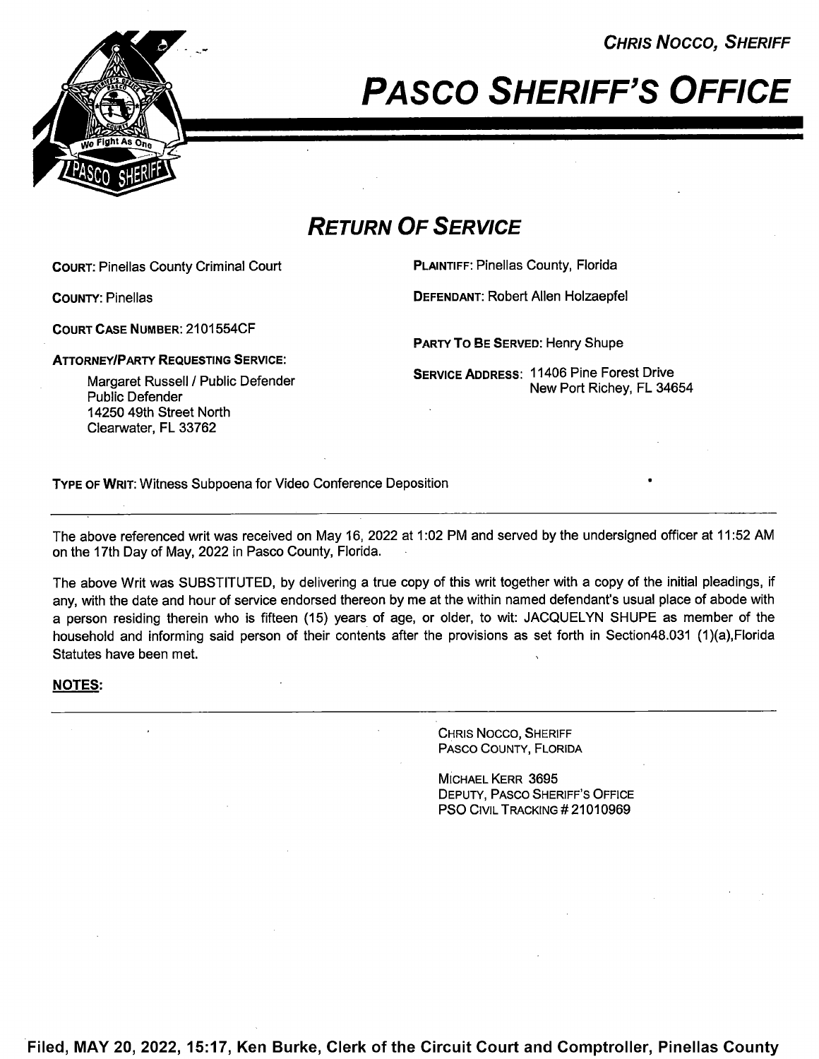CHRIS NOCCO, SHERIFF

# PASCO SHERIFF'S OFFICE

## RETURN OF SERVICE

**COURT:** Pinellas County Criminal Court

**COUNTY:** Pinellas

**COURT CASE NUMBER:** 2101554CF

**ATTORNEY/PARTY REQUESTING SERVICE:**

Margaret Russell / Public Defender
Public Defender
14250 49th Street North
Clearwater, FL 33762

**PLAINTIFF:** Pinellas County, Florida

**DEFENDANT:** Robert Allen Holzaepfel

**PARTY TO BE SERVED:** Henry Shupe

**SERVICE ADDRESS:** 11406 Pine Forest Drive
New Port Richey, FL 34654

**TYPE OF WRIT:** Witness Subpoena for Video Conference Deposition

---

The above referenced writ was received on May 16, 2022 at 1:02 PM and served by the undersigned officer at 11:52 AM on the 17th Day of May, 2022 in Pasco County, Florida.

The above Writ was SUBSTITUTED, by delivering a true copy of this writ together with a copy of the initial pleadings, if any, with the date and hour of service endorsed thereon by me at the within named defendant's usual place of abode with a person residing therein who is fifteen (15) years of age, or older, to wit: JACQUELYN SHUPE as member of the household and informing said person of their contents after the provisions as set forth in Section48.031 (1)(a),Florida Statutes have been met.

**NOTES:**

---

CHRIS NOCCO, SHERIFF
PASCO COUNTY, FLORIDA

MICHAEL KERR 3695
DEPUTY, PASCO SHERIFF'S OFFICE
PSO CIVIL TRACKING # 21010969

**Filed, MAY 20, 2022, 15:17, Ken Burke, Clerk of the Circuit Court and Comptroller, Pinellas County**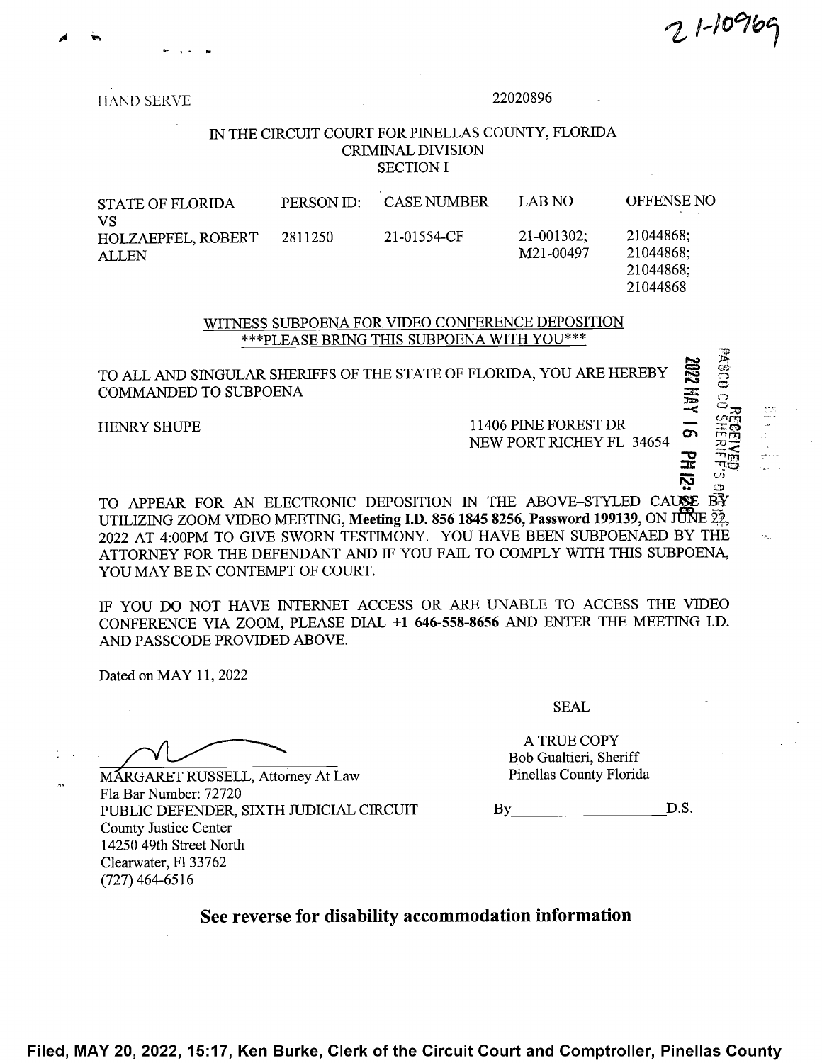21-10969

HAND SERVE

22020896

IN THE CIRCUIT COURT FOR PINELLAS COUNTY, FLORIDA
CRIMINAL DIVISION
SECTION I

| STATE OF FLORIDA VS | PERSON ID: | CASE NUMBER | LAB NO | OFFENSE NO |
|---|---|---|---|---|
| HOLZAEPFEL, ROBERT ALLEN | 2811250 | 21-01554-CF | 21-001302; M21-00497 | 21044868; 21044868; 21044868; 21044868 |

WITNESS SUBPOENA FOR VIDEO CONFERENCE DEPOSITION
***PLEASE BRING THIS SUBPOENA WITH YOU***

TO ALL AND SINGULAR SHERIFFS OF THE STATE OF FLORIDA, YOU ARE HEREBY COMMANDED TO SUBPOENA

HENRY SHUPE

11406 PINE FOREST DR
NEW PORT RICHEY FL 34654

RECEIVED PASCO CO SHERIFF'S OFFICE 2022 MAY 16 PM 12:38

TO APPEAR FOR AN ELECTRONIC DEPOSITION IN THE ABOVE-STYLED CAUSE BY UTILIZING ZOOM VIDEO MEETING, **Meeting I.D. 856 1845 8256, Password 199139**, ON JUNE 22, 2022 AT 4:00PM TO GIVE SWORN TESTIMONY. YOU HAVE BEEN SUBPOENAED BY THE ATTORNEY FOR THE DEFENDANT AND IF YOU FAIL TO COMPLY WITH THIS SUBPOENA, YOU MAY BE IN CONTEMPT OF COURT.

IF YOU DO NOT HAVE INTERNET ACCESS OR ARE UNABLE TO ACCESS THE VIDEO CONFERENCE VIA ZOOM, PLEASE DIAL **+1 646-558-8656** AND ENTER THE MEETING I.D. AND PASSCODE PROVIDED ABOVE.

Dated on MAY 11, 2022

SEAL

MARGARET RUSSELL, Attorney At Law
Fla Bar Number: 72720
PUBLIC DEFENDER, SIXTH JUDICIAL CIRCUIT
County Justice Center
14250 49th Street North
Clearwater, Fl 33762
(727) 464-6516

A TRUE COPY
Bob Gualtieri, Sheriff
Pinellas County Florida

By\_\_\_\_\_\_\_\_\_\_\_\_\_\_\_\_\_\_\_\_ D.S.

**See reverse for disability accommodation information**

Filed, MAY 20, 2022, 15:17, Ken Burke, Clerk of the Circuit Court and Comptroller, Pinellas County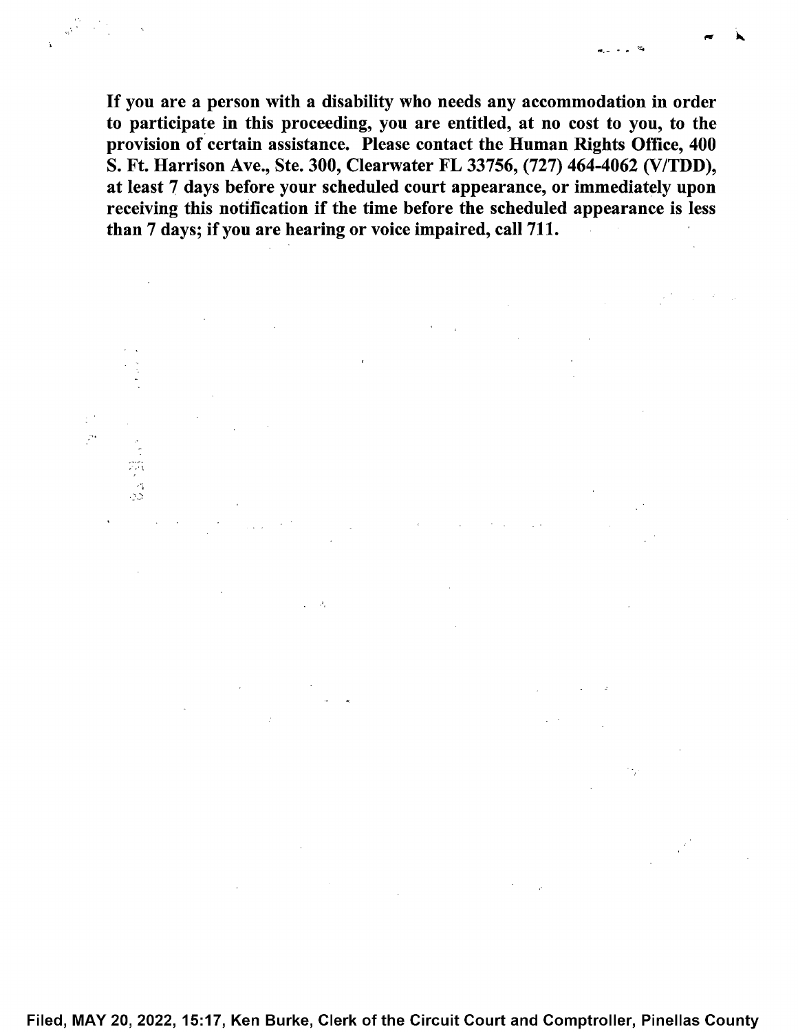**If you are a person with a disability who needs any accommodation in order to participate in this proceeding, you are entitled, at no cost to you, to the provision of certain assistance. Please contact the Human Rights Office, 400 S. Ft. Harrison Ave., Ste. 300, Clearwater FL 33756, (727) 464-4062 (V/TDD), at least 7 days before your scheduled court appearance, or immediately upon receiving this notification if the time before the scheduled appearance is less than 7 days; if you are hearing or voice impaired, call 711.**

Filed, MAY 20, 2022, 15:17, Ken Burke, Clerk of the Circuit Court and Comptroller, Pinellas County